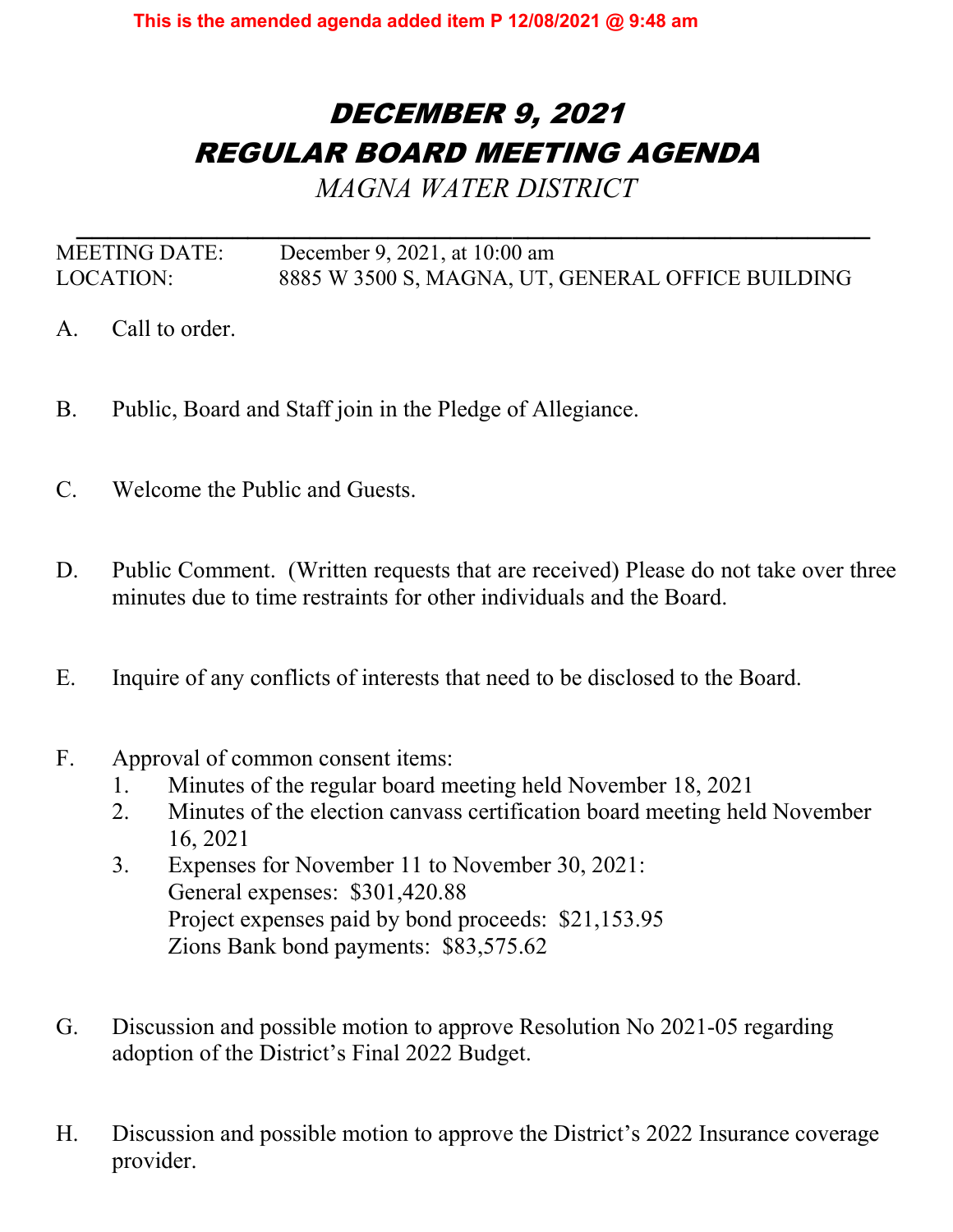**This is the amended agenda added item P 12/08/2021 @ 9:48 am**

# *DECEMBER 9, 2021*
# *REGULAR BOARD MEETING AGENDA*

*MAGNA WATER DISTRICT*

---

MEETING DATE: December 9, 2021, at 10:00 am
LOCATION: 8885 W 3500 S, MAGNA, UT, GENERAL OFFICE BUILDING

A. Call to order.

B. Public, Board and Staff join in the Pledge of Allegiance.

C. Welcome the Public and Guests.

D. Public Comment. (Written requests that are received) Please do not take over three minutes due to time restraints for other individuals and the Board.

E. Inquire of any conflicts of interests that need to be disclosed to the Board.

F. Approval of common consent items:
   1. Minutes of the regular board meeting held November 18, 2021
   2. Minutes of the election canvass certification board meeting held November 16, 2021
   3. Expenses for November 11 to November 30, 2021:
      General expenses: $301,420.88
      Project expenses paid by bond proceeds: $21,153.95
      Zions Bank bond payments: $83,575.62

G. Discussion and possible motion to approve Resolution No 2021-05 regarding adoption of the District's Final 2022 Budget.

H. Discussion and possible motion to approve the District's 2022 Insurance coverage provider.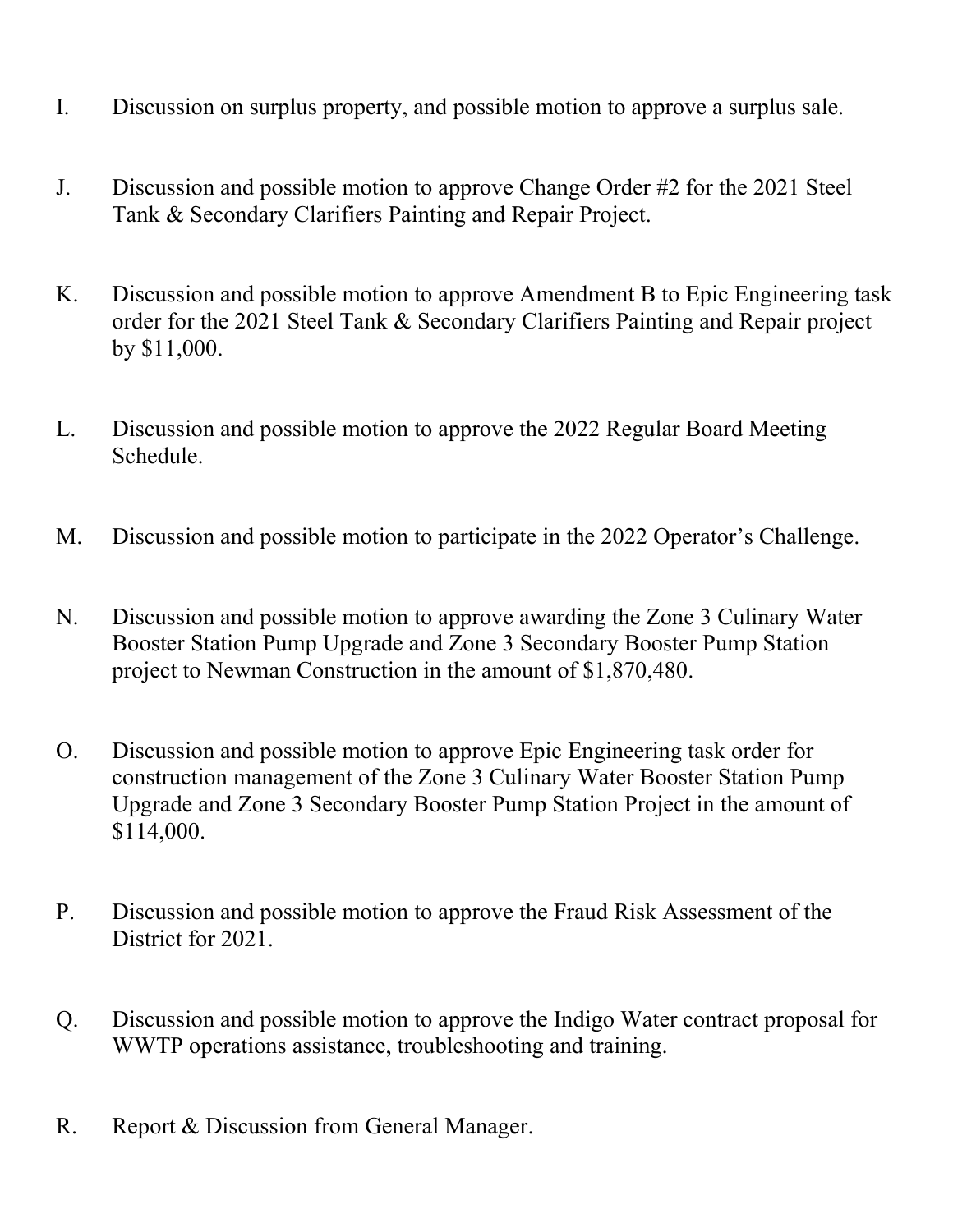I. Discussion on surplus property, and possible motion to approve a surplus sale.

J. Discussion and possible motion to approve Change Order #2 for the 2021 Steel Tank & Secondary Clarifiers Painting and Repair Project.

K. Discussion and possible motion to approve Amendment B to Epic Engineering task order for the 2021 Steel Tank & Secondary Clarifiers Painting and Repair project by $11,000.

L. Discussion and possible motion to approve the 2022 Regular Board Meeting Schedule.

M. Discussion and possible motion to participate in the 2022 Operator's Challenge.

N. Discussion and possible motion to approve awarding the Zone 3 Culinary Water Booster Station Pump Upgrade and Zone 3 Secondary Booster Pump Station project to Newman Construction in the amount of $1,870,480.

O. Discussion and possible motion to approve Epic Engineering task order for construction management of the Zone 3 Culinary Water Booster Station Pump Upgrade and Zone 3 Secondary Booster Pump Station Project in the amount of $114,000.

P. Discussion and possible motion to approve the Fraud Risk Assessment of the District for 2021.

Q. Discussion and possible motion to approve the Indigo Water contract proposal for WWTP operations assistance, troubleshooting and training.

R. Report & Discussion from General Manager.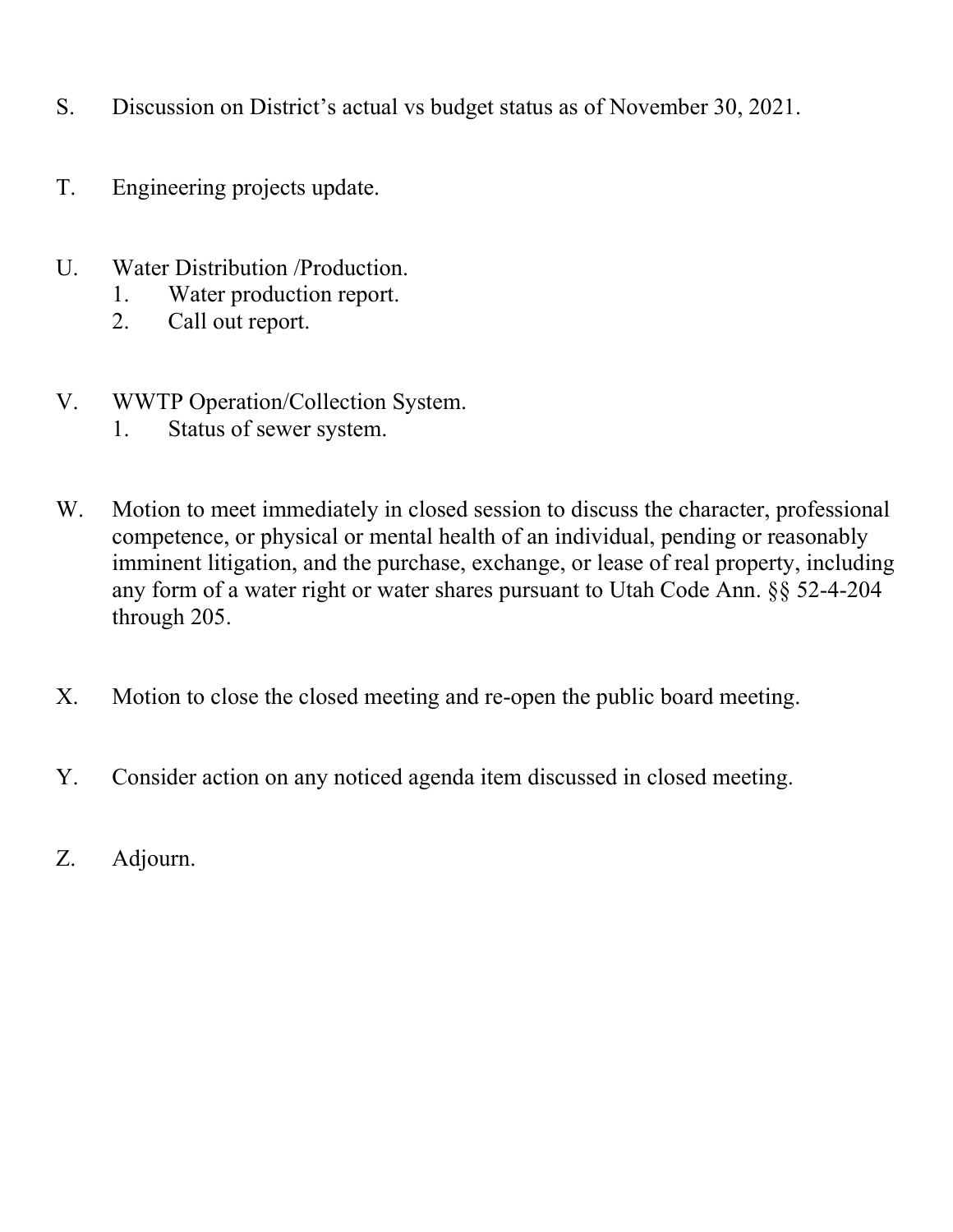S. Discussion on District's actual vs budget status as of November 30, 2021.

T. Engineering projects update.

U. Water Distribution /Production.
   1. Water production report.
   2. Call out report.

V. WWTP Operation/Collection System.
   1. Status of sewer system.

W. Motion to meet immediately in closed session to discuss the character, professional competence, or physical or mental health of an individual, pending or reasonably imminent litigation, and the purchase, exchange, or lease of real property, including any form of a water right or water shares pursuant to Utah Code Ann. §§ 52-4-204 through 205.

X. Motion to close the closed meeting and re-open the public board meeting.

Y. Consider action on any noticed agenda item discussed in closed meeting.

Z. Adjourn.